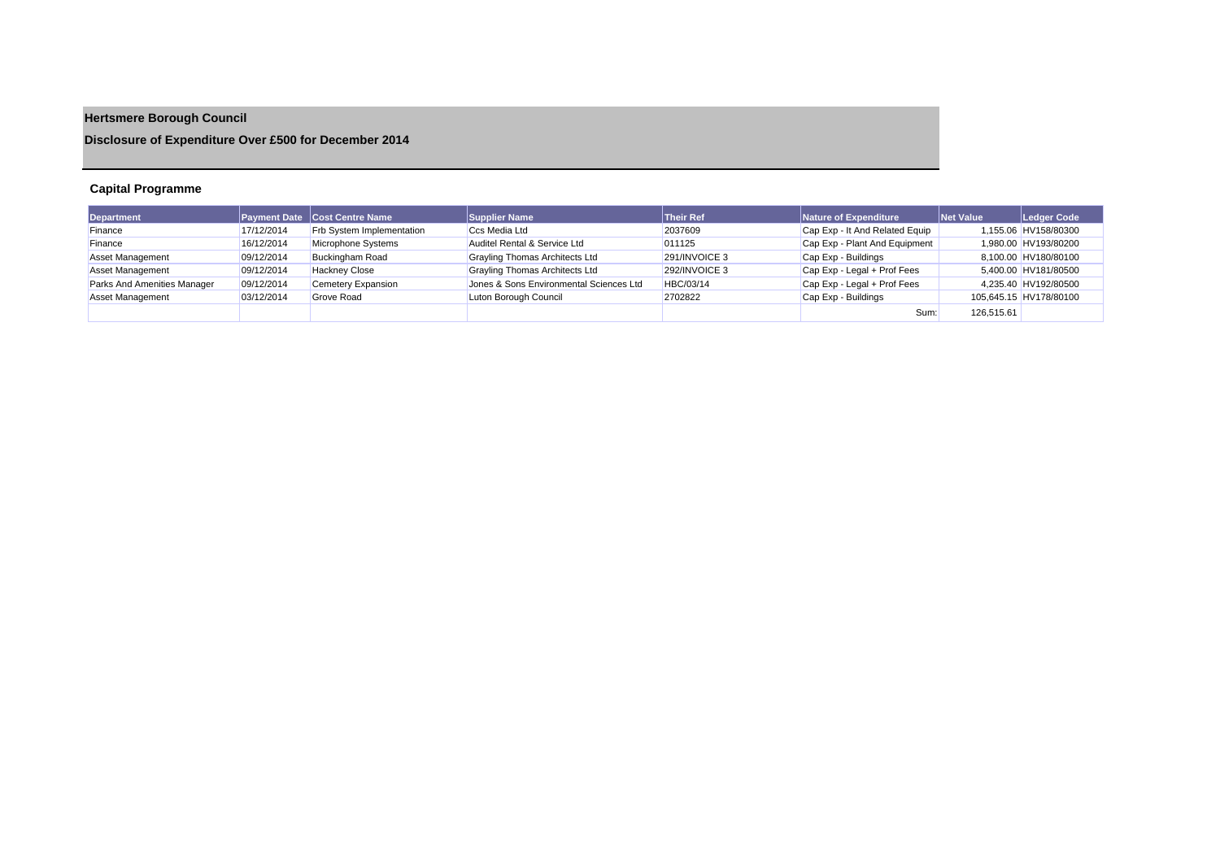# Hertsmere Borough Council

## Disclosure of Expenditure Over £500 for December 2014

### Capital Programme

| Department | Payment Date | Cost Centre Name | Supplier Name | Their Ref | Nature of Expenditure | Net Value | Ledger Code |
|---|---|---|---|---|---|---|---|
| Finance | 17/12/2014 | Frb System Implementation | Ccs Media Ltd | 2037609 | Cap Exp - It And Related Equip | 1,155.06 | HV158/80300 |
| Finance | 16/12/2014 | Microphone Systems | Auditel Rental & Service Ltd | 011125 | Cap Exp - Plant And Equipment | 1,980.00 | HV193/80200 |
| Asset Management | 09/12/2014 | Buckingham Road | Grayling Thomas Architects Ltd | 291/INVOICE 3 | Cap Exp - Buildings | 8,100.00 | HV180/80100 |
| Asset Management | 09/12/2014 | Hackney Close | Grayling Thomas Architects Ltd | 292/INVOICE 3 | Cap Exp - Legal + Prof Fees | 5,400.00 | HV181/80500 |
| Parks And Amenities Manager | 09/12/2014 | Cemetery Expansion | Jones & Sons Environmental Sciences Ltd | HBC/03/14 | Cap Exp - Legal + Prof Fees | 4,235.40 | HV192/80500 |
| Asset Management | 03/12/2014 | Grove Road | Luton Borough Council | 2702822 | Cap Exp - Buildings | 105,645.15 | HV178/80100 |
| | | | | | Sum: | 126,515.61 | |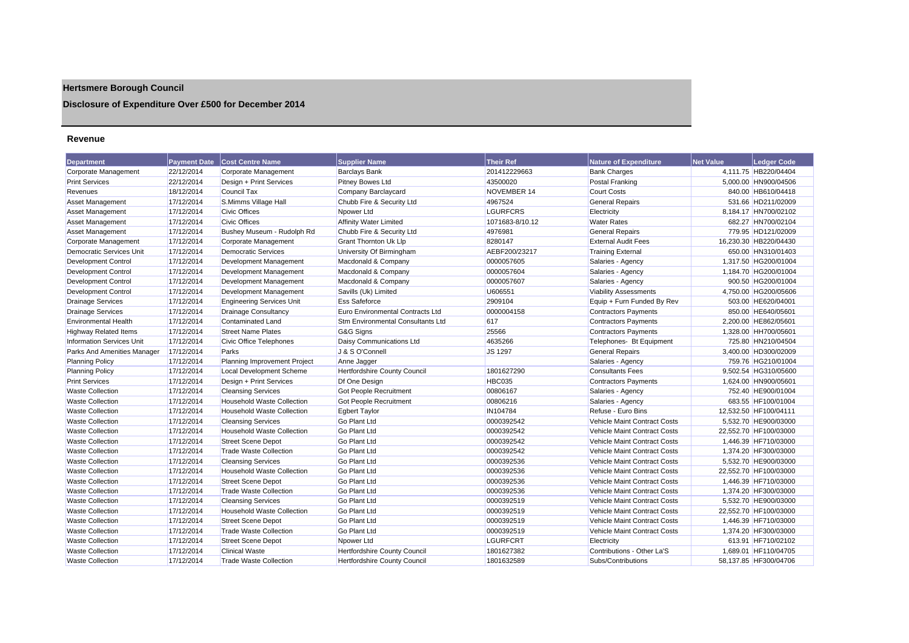# Hertsmere Borough Council

## Disclosure of Expenditure Over £500 for December 2014

### Revenue

| Department | Payment Date | Cost Centre Name | Supplier Name | Their Ref | Nature of Expenditure | Net Value | Ledger Code |
|---|---|---|---|---|---|---|---|
| Corporate Management | 22/12/2014 | Corporate Management | Barclays Bank | 201412229663 | Bank Charges | 4,111.75 | HB220/04404 |
| Print Services | 22/12/2014 | Design + Print Services | Pitney Bowes Ltd | 43500020 | Postal Franking | 5,000.00 | HN900/04506 |
| Revenues | 18/12/2014 | Council Tax | Company Barclaycard | NOVEMBER 14 | Court Costs | 840.00 | HB610/04418 |
| Asset Management | 17/12/2014 | S.Mimms Village Hall | Chubb Fire & Security Ltd | 4967524 | General Repairs | 531.66 | HD211/02009 |
| Asset Management | 17/12/2014 | Civic Offices | Npower Ltd | LGURFCRS | Electricity | 8,184.17 | HN700/02102 |
| Asset Management | 17/12/2014 | Civic Offices | Affinity Water Limited | 1071683-8/10.12 | Water Rates | 682.27 | HN700/02104 |
| Asset Management | 17/12/2014 | Bushey Museum - Rudolph Rd | Chubb Fire & Security Ltd | 4976981 | General Repairs | 779.95 | HD121/02009 |
| Corporate Management | 17/12/2014 | Corporate Management | Grant Thornton Uk Llp | 8280147 | External Audit Fees | 16,230.30 | HB220/04430 |
| Democratic Services Unit | 17/12/2014 | Democratic Services | University Of Birmingham | AEBF200/23217 | Training External | 650.00 | HN310/01403 |
| Development Control | 17/12/2014 | Development Management | Macdonald & Company | 0000057605 | Salaries - Agency | 1,317.50 | HG200/01004 |
| Development Control | 17/12/2014 | Development Management | Macdonald & Company | 0000057604 | Salaries - Agency | 1,184.70 | HG200/01004 |
| Development Control | 17/12/2014 | Development Management | Macdonald & Company | 0000057607 | Salaries - Agency | 900.50 | HG200/01004 |
| Development Control | 17/12/2014 | Development Management | Savills (Uk) Limited | U606551 | Viability Assessments | 4,750.00 | HG200/05606 |
| Drainage Services | 17/12/2014 | Engineering Services Unit | Ess Safeforce | 2909104 | Equip + Furn Funded By Rev | 503.00 | HE620/04001 |
| Drainage Services | 17/12/2014 | Drainage Consultancy | Euro Environmental Contracts Ltd | 0000004158 | Contractors Payments | 850.00 | HE640/05601 |
| Environmental Health | 17/12/2014 | Contaminated Land | Stm Environmental Consultants Ltd | 617 | Contractors Payments | 2,200.00 | HE862/05601 |
| Highway Related Items | 17/12/2014 | Street Name Plates | G&G Signs | 25566 | Contractors Payments | 1,328.00 | HH700/05601 |
| Information Services Unit | 17/12/2014 | Civic Office Telephones | Daisy Communications Ltd | 4635266 | Telephones- Bt Equipment | 725.80 | HN210/04504 |
| Parks And Amenities Manager | 17/12/2014 | Parks | J & S O'Connell | JS 1297 | General Repairs | 3,400.00 | HD300/02009 |
| Planning Policy | 17/12/2014 | Planning Improvement Project | Anne Jagger | | Salaries - Agency | 759.76 | HG210/01004 |
| Planning Policy | 17/12/2014 | Local Development Scheme | Hertfordshire County Council | 1801627290 | Consultants Fees | 9,502.54 | HG310/05600 |
| Print Services | 17/12/2014 | Design + Print Services | Df One Design | HBC035 | Contractors Payments | 1,624.00 | HN900/05601 |
| Waste Collection | 17/12/2014 | Cleansing Services | Got People Recruitment | 00806167 | Salaries - Agency | 752.40 | HE900/01004 |
| Waste Collection | 17/12/2014 | Household Waste Collection | Got People Recruitment | 00806216 | Salaries - Agency | 683.55 | HF100/01004 |
| Waste Collection | 17/12/2014 | Household Waste Collection | Egbert Taylor | IN104784 | Refuse - Euro Bins | 12,532.50 | HF100/04111 |
| Waste Collection | 17/12/2014 | Cleansing Services | Go Plant Ltd | 0000392542 | Vehicle Maint Contract Costs | 5,532.70 | HE900/03000 |
| Waste Collection | 17/12/2014 | Household Waste Collection | Go Plant Ltd | 0000392542 | Vehicle Maint Contract Costs | 22,552.70 | HF100/03000 |
| Waste Collection | 17/12/2014 | Street Scene Depot | Go Plant Ltd | 0000392542 | Vehicle Maint Contract Costs | 1,446.39 | HF710/03000 |
| Waste Collection | 17/12/2014 | Trade Waste Collection | Go Plant Ltd | 0000392542 | Vehicle Maint Contract Costs | 1,374.20 | HF300/03000 |
| Waste Collection | 17/12/2014 | Cleansing Services | Go Plant Ltd | 0000392536 | Vehicle Maint Contract Costs | 5,532.70 | HE900/03000 |
| Waste Collection | 17/12/2014 | Household Waste Collection | Go Plant Ltd | 0000392536 | Vehicle Maint Contract Costs | 22,552.70 | HF100/03000 |
| Waste Collection | 17/12/2014 | Street Scene Depot | Go Plant Ltd | 0000392536 | Vehicle Maint Contract Costs | 1,446.39 | HF710/03000 |
| Waste Collection | 17/12/2014 | Trade Waste Collection | Go Plant Ltd | 0000392536 | Vehicle Maint Contract Costs | 1,374.20 | HF300/03000 |
| Waste Collection | 17/12/2014 | Cleansing Services | Go Plant Ltd | 0000392519 | Vehicle Maint Contract Costs | 5,532.70 | HE900/03000 |
| Waste Collection | 17/12/2014 | Household Waste Collection | Go Plant Ltd | 0000392519 | Vehicle Maint Contract Costs | 22,552.70 | HF100/03000 |
| Waste Collection | 17/12/2014 | Street Scene Depot | Go Plant Ltd | 0000392519 | Vehicle Maint Contract Costs | 1,446.39 | HF710/03000 |
| Waste Collection | 17/12/2014 | Trade Waste Collection | Go Plant Ltd | 0000392519 | Vehicle Maint Contract Costs | 1,374.20 | HF300/03000 |
| Waste Collection | 17/12/2014 | Street Scene Depot | Npower Ltd | LGURFCRT | Electricity | 613.91 | HF710/02102 |
| Waste Collection | 17/12/2014 | Clinical Waste | Hertfordshire County Council | 1801627382 | Contributions - Other La'S | 1,689.01 | HF110/04705 |
| Waste Collection | 17/12/2014 | Trade Waste Collection | Hertfordshire County Council | 1801632589 | Subs/Contributions | 58,137.85 | HF300/04706 |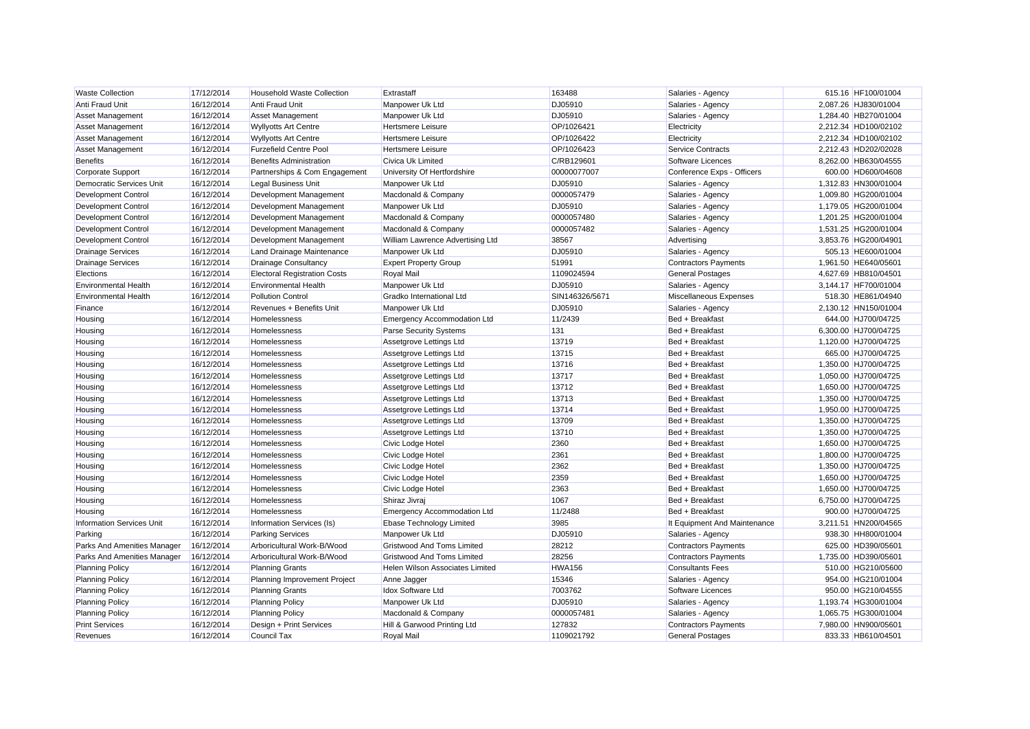| Waste Collection | 17/12/2014 | Household Waste Collection | Extrastaff | 163488 | Salaries - Agency | 615.16 | HF100/01004 |
|---|---|---|---|---|---|---|---|
| Anti Fraud Unit | 16/12/2014 | Anti Fraud Unit | Manpower Uk Ltd | DJ05910 | Salaries - Agency | 2,087.26 | HJ830/01004 |
| Asset Management | 16/12/2014 | Asset Management | Manpower Uk Ltd | DJ05910 | Salaries - Agency | 1,284.40 | HB270/01004 |
| Asset Management | 16/12/2014 | Wyllyotts Art Centre | Hertsmere Leisure | OP/1026421 | Electricity | 2,212.34 | HD100/02102 |
| Asset Management | 16/12/2014 | Wyllyotts Art Centre | Hertsmere Leisure | OP/1026422 | Electricity | 2,212.34 | HD100/02102 |
| Asset Management | 16/12/2014 | Furzefield Centre Pool | Hertsmere Leisure | OP/1026423 | Service Contracts | 2,212.43 | HD202/02028 |
| Benefits | 16/12/2014 | Benefits Administration | Civica Uk Limited | C/RB129601 | Software Licences | 8,262.00 | HB630/04555 |
| Corporate Support | 16/12/2014 | Partnerships & Com Engagement | University Of Hertfordshire | 00000077007 | Conference Exps - Officers | 600.00 | HD600/04608 |
| Democratic Services Unit | 16/12/2014 | Legal Business Unit | Manpower Uk Ltd | DJ05910 | Salaries - Agency | 1,312.83 | HN300/01004 |
| Development Control | 16/12/2014 | Development Management | Macdonald & Company | 0000057479 | Salaries - Agency | 1,009.80 | HG200/01004 |
| Development Control | 16/12/2014 | Development Management | Manpower Uk Ltd | DJ05910 | Salaries - Agency | 1,179.05 | HG200/01004 |
| Development Control | 16/12/2014 | Development Management | Macdonald & Company | 0000057480 | Salaries - Agency | 1,201.25 | HG200/01004 |
| Development Control | 16/12/2014 | Development Management | Macdonald & Company | 0000057482 | Salaries - Agency | 1,531.25 | HG200/01004 |
| Development Control | 16/12/2014 | Development Management | William Lawrence Advertising Ltd | 38567 | Advertising | 3,853.76 | HG200/04901 |
| Drainage Services | 16/12/2014 | Land Drainage Maintenance | Manpower Uk Ltd | DJ05910 | Salaries - Agency | 505.13 | HE600/01004 |
| Drainage Services | 16/12/2014 | Drainage Consultancy | Expert Property Group | 51991 | Contractors Payments | 1,961.50 | HE640/05601 |
| Elections | 16/12/2014 | Electoral Registration Costs | Royal Mail | 1109024594 | General Postages | 4,627.69 | HB810/04501 |
| Environmental Health | 16/12/2014 | Environmental Health | Manpower Uk Ltd | DJ05910 | Salaries - Agency | 3,144.17 | HF700/01004 |
| Environmental Health | 16/12/2014 | Pollution Control | Gradko International Ltd | SIN146326/5671 | Miscellaneous Expenses | 518.30 | HE861/04940 |
| Finance | 16/12/2014 | Revenues + Benefits Unit | Manpower Uk Ltd | DJ05910 | Salaries - Agency | 2,130.12 | HN150/01004 |
| Housing | 16/12/2014 | Homelessness | Emergency Accommodation Ltd | 11/2439 | Bed + Breakfast | 644.00 | HJ700/04725 |
| Housing | 16/12/2014 | Homelessness | Parse Security Systems | 131 | Bed + Breakfast | 6,300.00 | HJ700/04725 |
| Housing | 16/12/2014 | Homelessness | Assetgrove Lettings Ltd | 13719 | Bed + Breakfast | 1,120.00 | HJ700/04725 |
| Housing | 16/12/2014 | Homelessness | Assetgrove Lettings Ltd | 13715 | Bed + Breakfast | 665.00 | HJ700/04725 |
| Housing | 16/12/2014 | Homelessness | Assetgrove Lettings Ltd | 13716 | Bed + Breakfast | 1,350.00 | HJ700/04725 |
| Housing | 16/12/2014 | Homelessness | Assetgrove Lettings Ltd | 13717 | Bed + Breakfast | 1,050.00 | HJ700/04725 |
| Housing | 16/12/2014 | Homelessness | Assetgrove Lettings Ltd | 13712 | Bed + Breakfast | 1,650.00 | HJ700/04725 |
| Housing | 16/12/2014 | Homelessness | Assetgrove Lettings Ltd | 13713 | Bed + Breakfast | 1,350.00 | HJ700/04725 |
| Housing | 16/12/2014 | Homelessness | Assetgrove Lettings Ltd | 13714 | Bed + Breakfast | 1,950.00 | HJ700/04725 |
| Housing | 16/12/2014 | Homelessness | Assetgrove Lettings Ltd | 13709 | Bed + Breakfast | 1,350.00 | HJ700/04725 |
| Housing | 16/12/2014 | Homelessness | Assetgrove Lettings Ltd | 13710 | Bed + Breakfast | 1,350.00 | HJ700/04725 |
| Housing | 16/12/2014 | Homelessness | Civic Lodge Hotel | 2360 | Bed + Breakfast | 1,650.00 | HJ700/04725 |
| Housing | 16/12/2014 | Homelessness | Civic Lodge Hotel | 2361 | Bed + Breakfast | 1,800.00 | HJ700/04725 |
| Housing | 16/12/2014 | Homelessness | Civic Lodge Hotel | 2362 | Bed + Breakfast | 1,350.00 | HJ700/04725 |
| Housing | 16/12/2014 | Homelessness | Civic Lodge Hotel | 2359 | Bed + Breakfast | 1,650.00 | HJ700/04725 |
| Housing | 16/12/2014 | Homelessness | Civic Lodge Hotel | 2363 | Bed + Breakfast | 1,650.00 | HJ700/04725 |
| Housing | 16/12/2014 | Homelessness | Shiraz Jivraj | 1067 | Bed + Breakfast | 6,750.00 | HJ700/04725 |
| Housing | 16/12/2014 | Homelessness | Emergency Accommodation Ltd | 11/2488 | Bed + Breakfast | 900.00 | HJ700/04725 |
| Information Services Unit | 16/12/2014 | Information Services (Is) | Ebase Technology Limited | 3985 | It Equipment And Maintenance | 3,211.51 | HN200/04565 |
| Parking | 16/12/2014 | Parking Services | Manpower Uk Ltd | DJ05910 | Salaries - Agency | 938.30 | HH800/01004 |
| Parks And Amenities Manager | 16/12/2014 | Arboricultural Work-B/Wood | Gristwood And Toms Limited | 28212 | Contractors Payments | 625.00 | HD390/05601 |
| Parks And Amenities Manager | 16/12/2014 | Arboricultural Work-B/Wood | Gristwood And Toms Limited | 28256 | Contractors Payments | 1,735.00 | HD390/05601 |
| Planning Policy | 16/12/2014 | Planning Grants | Helen Wilson Associates Limited | HWA156 | Consultants Fees | 510.00 | HG210/05600 |
| Planning Policy | 16/12/2014 | Planning Improvement Project | Anne Jagger | 15346 | Salaries - Agency | 954.00 | HG210/01004 |
| Planning Policy | 16/12/2014 | Planning Grants | Idox Software Ltd | 7003762 | Software Licences | 950.00 | HG210/04555 |
| Planning Policy | 16/12/2014 | Planning Policy | Manpower Uk Ltd | DJ05910 | Salaries - Agency | 1,193.74 | HG300/01004 |
| Planning Policy | 16/12/2014 | Planning Policy | Macdonald & Company | 0000057481 | Salaries - Agency | 1,065.75 | HG300/01004 |
| Print Services | 16/12/2014 | Design + Print Services | Hill & Garwood Printing Ltd | 127832 | Contractors Payments | 7,980.00 | HN900/05601 |
| Revenues | 16/12/2014 | Council Tax | Royal Mail | 1109021792 | General Postages | 833.33 | HB610/04501 |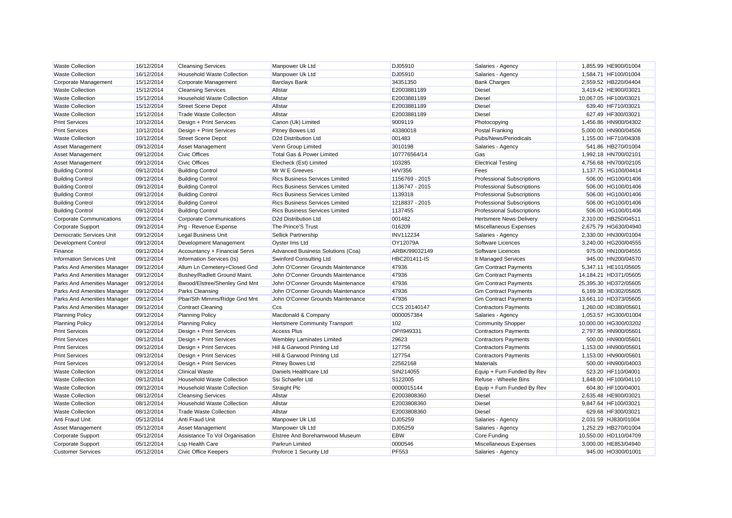| Waste Collection | 16/12/2014 | Cleansing Services | Manpower Uk Ltd | DJ05910 | Salaries - Agency | 1,855.99 | HE900/01004 |
|---|---|---|---|---|---|---|---|
| Waste Collection | 16/12/2014 | Household Waste Collection | Manpower Uk Ltd | DJ05910 | Salaries - Agency | 1,584.71 | HF100/01004 |
| Corporate Management | 15/12/2014 | Corporate Management | Barclays Bank | 34351350 | Bank Charges | 2,559.52 | HB220/04404 |
| Waste Collection | 15/12/2014 | Cleansing Services | Allstar | E2003881189 | Diesel | 3,419.42 | HE900/03021 |
| Waste Collection | 15/12/2014 | Household Waste Collection | Allstar | E2003881189 | Diesel | 10,067.05 | HF100/03021 |
| Waste Collection | 15/12/2014 | Street Scene Depot | Allstar | E2003881189 | Diesel | 639.40 | HF710/03021 |
| Waste Collection | 15/12/2014 | Trade Waste Collection | Allstar | E2003881189 | Diesel | 627.49 | HF300/03021 |
| Print Services | 10/12/2014 | Design + Print Services | Canon (Uk) Limited | 9009119 | Photocopying | 1,456.86 | HN900/04302 |
| Print Services | 10/12/2014 | Design + Print Services | Pitney Bowes Ltd | 43380018 | Postal Franking | 5,000.00 | HN900/04506 |
| Waste Collection | 10/12/2014 | Street Scene Depot | D2d Distribution Ltd | 001483 | Pubs/News/Periodicals | 1,155.00 | HF710/04308 |
| Asset Management | 09/12/2014 | Asset Management | Venn Group Limited | 3010198 | Salaries - Agency | 541.86 | HB270/01004 |
| Asset Management | 09/12/2014 | Civic Offices | Total Gas & Power Limited | 107776564/14 | Gas | 1,992.18 | HN700/02101 |
| Asset Management | 09/12/2014 | Civic Offices | Elecheck (Est) Limited | 103285 | Electrical Testing | 4,756.68 | HN700/02105 |
| Building Control | 09/12/2014 | Building Control | Mr W E Greeves | H/V/356 | Fees | 1,137.75 | HG100/04414 |
| Building Control | 09/12/2014 | Building Control | Rics Business Services Limited | 1156769 - 2015 | Professional Subscriptions | 506.00 | HG100/01406 |
| Building Control | 09/12/2014 | Building Control | Rics Business Services Limited | 1136747 - 2015 | Professional Subscriptions | 506.00 | HG100/01406 |
| Building Control | 09/12/2014 | Building Control | Rics Business Services Limited | 1139318 | Professional Subscriptions | 506.00 | HG100/01406 |
| Building Control | 09/12/2014 | Building Control | Rics Business Services Limited | 1218837 - 2015 | Professional Subscriptions | 506.00 | HG100/01406 |
| Building Control | 09/12/2014 | Building Control | Rics Business Services Limited | 1137455 | Professional Subscriptions | 506.00 | HG100/01406 |
| Corporate Communications | 09/12/2014 | Corporate Communications | D2d Distribution Ltd | 001482 | Hertsmere News Delivery | 2,310.00 | HB250/04511 |
| Corporate Support | 09/12/2014 | Prg - Revenue Expense | The Prince'S Trust | 016209 | Miscellaneous Expenses | 2,675.79 | HG630/04940 |
| Democratic Services Unit | 09/12/2014 | Legal Business Unit | Sellick Partnership | INV112234 | Salaries - Agency | 2,330.00 | HN300/01004 |
| Development Control | 09/12/2014 | Development Management | Oyster Ims Ltd | OY12079A | Software Licences | 3,240.00 | HG200/04555 |
| Finance | 09/12/2014 | Accountancy + Financial Servs | Advanced Business Solutions (Coa) | ARBK/99032149 | Software Licences | 975.00 | HN100/04555 |
| Information Services Unit | 09/12/2014 | Information Services (Is) | Swinford Consulting Ltd | HBC201411-IS | It Managed Services | 945.00 | HN200/04570 |
| Parks And Amenities Manager | 09/12/2014 | Allum Ln Cemetery+Closed Gnd | John O'Conner Grounds Maintenance | 47936 | Gm Contract Payments | 5,347.11 | HE101/05605 |
| Parks And Amenities Manager | 09/12/2014 | Bushey/Radlett Ground Maint. | John O'Conner Grounds Maintenance | 47936 | Gm Contract Payments | 14,184.21 | HD371/05605 |
| Parks And Amenities Manager | 09/12/2014 | Bwood/Elstree/Shenley Gnd Mnt | John O'Conner Grounds Maintenance | 47936 | Gm Contract Payments | 25,395.30 | HD372/05605 |
| Parks And Amenities Manager | 09/12/2014 | Parks Cleansing | John O'Conner Grounds Maintenance | 47936 | Gm Contract Payments | 6,169.38 | HD302/05605 |
| Parks And Amenities Manager | 09/12/2014 | Pbar/Sth Mimms/Ridge Gnd Mnt | John O'Conner Grounds Maintenance | 47936 | Gm Contract Payments | 13,661.10 | HD373/05605 |
| Parks And Amenities Manager | 09/12/2014 | Contract Cleaning | Ccs | CCS 20140147 | Contractors Payments | 1,260.00 | HD380/05601 |
| Planning Policy | 09/12/2014 | Planning Policy | Macdonald & Company | 0000057384 | Salaries - Agency | 1,053.57 | HG300/01004 |
| Planning Policy | 09/12/2014 | Planning Policy | Hertsmere Community Transport | 102 | Community Shopper | 10,000.00 | HG300/03202 |
| Print Services | 09/12/2014 | Design + Print Services | Access Plus | OP/I949331 | Contractors Payments | 2,797.95 | HN900/05601 |
| Print Services | 09/12/2014 | Design + Print Services | Wembley Laminates Limited | 29623 | Contractors Payments | 500.00 | HN900/05601 |
| Print Services | 09/12/2014 | Design + Print Services | Hill & Garwood Printing Ltd | 127756 | Contractors Payments | 1,153.00 | HN900/05601 |
| Print Services | 09/12/2014 | Design + Print Services | Hill & Garwood Printing Ltd | 127754 | Contractors Payments | 1,153.00 | HN900/05601 |
| Print Services | 09/12/2014 | Design + Print Services | Pitney Bowes Ltd | 22562168 | Materials | 500.00 | HN900/04003 |
| Waste Collection | 09/12/2014 | Clinical Waste | Daniels Healthcare Ltd | SIN214055 | Equip + Furn Funded By Rev | 523.20 | HF110/04001 |
| Waste Collection | 09/12/2014 | Household Waste Collection | Ssi Schaefer Ltd | S122005 | Refuse - Wheelie Bins | 1,848.00 | HF100/04110 |
| Waste Collection | 09/12/2014 | Household Waste Collection | Straight Plc | 0000015144 | Equip + Furn Funded By Rev | 604.80 | HF100/04001 |
| Waste Collection | 08/12/2014 | Cleansing Services | Allstar | E2003808360 | Diesel | 2,635.48 | HE900/03021 |
| Waste Collection | 08/12/2014 | Household Waste Collection | Allstar | E2003808360 | Diesel | 9,847.64 | HF100/03021 |
| Waste Collection | 08/12/2014 | Trade Waste Collection | Allstar | E2003808360 | Diesel | 629.68 | HF300/03021 |
| Anti Fraud Unit | 05/12/2014 | Anti Fraud Unit | Manpower Uk Ltd | DJ05259 | Salaries - Agency | 2,031.59 | HJ830/01004 |
| Asset Management | 05/12/2014 | Asset Management | Manpower Uk Ltd | DJ05259 | Salaries - Agency | 1,252.29 | HB270/01004 |
| Corporate Support | 05/12/2014 | Assistance To Vol Organisation | Elstree And Borehamwood Museum | EBW | Core Funding | 10,550.00 | HD110/04709 |
| Corporate Support | 05/12/2014 | Lsp Health Care | Parkrun Limited | 0000546 | Miscellaneous Expenses | 3,000.00 | HE853/04940 |
| Customer Services | 05/12/2014 | Civic Office Keepers | Proforce 1 Security Ltd | PF553 | Salaries - Agency | 945.00 | HO300/01001 |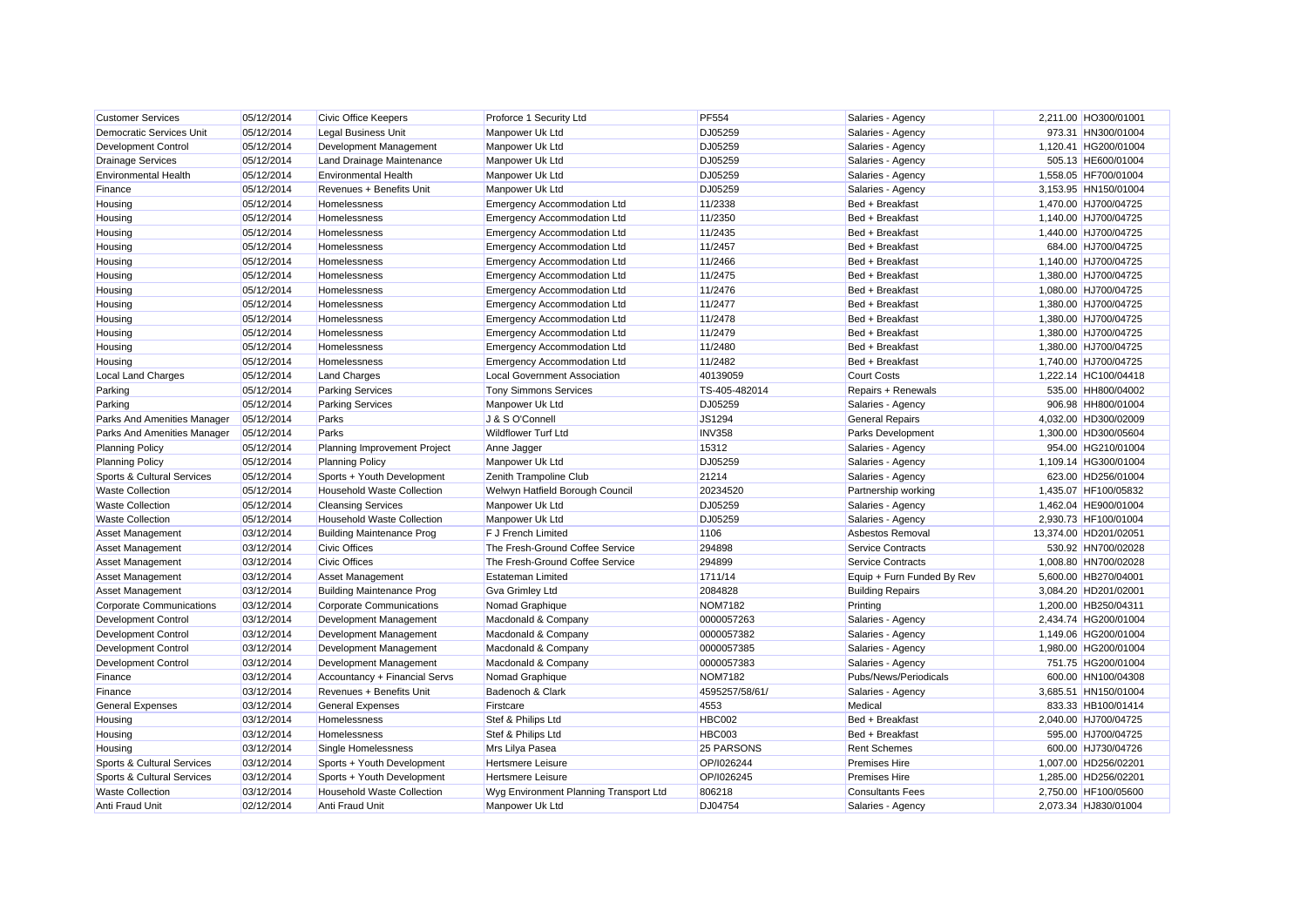| Customer Services | 05/12/2014 | Civic Office Keepers | Proforce 1 Security Ltd | PF554 | Salaries - Agency | 2,211.00 | HO300/01001 |
|---|---|---|---|---|---|---|---|
| Democratic Services Unit | 05/12/2014 | Legal Business Unit | Manpower Uk Ltd | DJ05259 | Salaries - Agency | 973.31 | HN300/01004 |
| Development Control | 05/12/2014 | Development Management | Manpower Uk Ltd | DJ05259 | Salaries - Agency | 1,120.41 | HG200/01004 |
| Drainage Services | 05/12/2014 | Land Drainage Maintenance | Manpower Uk Ltd | DJ05259 | Salaries - Agency | 505.13 | HE600/01004 |
| Environmental Health | 05/12/2014 | Environmental Health | Manpower Uk Ltd | DJ05259 | Salaries - Agency | 1,558.05 | HF700/01004 |
| Finance | 05/12/2014 | Revenues + Benefits Unit | Manpower Uk Ltd | DJ05259 | Salaries - Agency | 3,153.95 | HN150/01004 |
| Housing | 05/12/2014 | Homelessness | Emergency Accommodation Ltd | 11/2338 | Bed + Breakfast | 1,470.00 | HJ700/04725 |
| Housing | 05/12/2014 | Homelessness | Emergency Accommodation Ltd | 11/2350 | Bed + Breakfast | 1,140.00 | HJ700/04725 |
| Housing | 05/12/2014 | Homelessness | Emergency Accommodation Ltd | 11/2435 | Bed + Breakfast | 1,440.00 | HJ700/04725 |
| Housing | 05/12/2014 | Homelessness | Emergency Accommodation Ltd | 11/2457 | Bed + Breakfast | 684.00 | HJ700/04725 |
| Housing | 05/12/2014 | Homelessness | Emergency Accommodation Ltd | 11/2466 | Bed + Breakfast | 1,140.00 | HJ700/04725 |
| Housing | 05/12/2014 | Homelessness | Emergency Accommodation Ltd | 11/2475 | Bed + Breakfast | 1,380.00 | HJ700/04725 |
| Housing | 05/12/2014 | Homelessness | Emergency Accommodation Ltd | 11/2476 | Bed + Breakfast | 1,080.00 | HJ700/04725 |
| Housing | 05/12/2014 | Homelessness | Emergency Accommodation Ltd | 11/2477 | Bed + Breakfast | 1,380.00 | HJ700/04725 |
| Housing | 05/12/2014 | Homelessness | Emergency Accommodation Ltd | 11/2478 | Bed + Breakfast | 1,380.00 | HJ700/04725 |
| Housing | 05/12/2014 | Homelessness | Emergency Accommodation Ltd | 11/2479 | Bed + Breakfast | 1,380.00 | HJ700/04725 |
| Housing | 05/12/2014 | Homelessness | Emergency Accommodation Ltd | 11/2480 | Bed + Breakfast | 1,380.00 | HJ700/04725 |
| Housing | 05/12/2014 | Homelessness | Emergency Accommodation Ltd | 11/2482 | Bed + Breakfast | 1,740.00 | HJ700/04725 |
| Local Land Charges | 05/12/2014 | Land Charges | Local Government Association | 40139059 | Court Costs | 1,222.14 | HC100/04418 |
| Parking | 05/12/2014 | Parking Services | Tony Simmons Services | TS-405-482014 | Repairs + Renewals | 535.00 | HH800/04002 |
| Parking | 05/12/2014 | Parking Services | Manpower Uk Ltd | DJ05259 | Salaries - Agency | 906.98 | HH800/01004 |
| Parks And Amenities Manager | 05/12/2014 | Parks | J & S O'Connell | JS1294 | General Repairs | 4,032.00 | HD300/02009 |
| Parks And Amenities Manager | 05/12/2014 | Parks | Wildflower Turf Ltd | INV358 | Parks Development | 1,300.00 | HD300/05604 |
| Planning Policy | 05/12/2014 | Planning Improvement Project | Anne Jagger | 15312 | Salaries - Agency | 954.00 | HG210/01004 |
| Planning Policy | 05/12/2014 | Planning Policy | Manpower Uk Ltd | DJ05259 | Salaries - Agency | 1,109.14 | HG300/01004 |
| Sports & Cultural Services | 05/12/2014 | Sports + Youth Development | Zenith Trampoline Club | 21214 | Salaries - Agency | 623.00 | HD256/01004 |
| Waste Collection | 05/12/2014 | Household Waste Collection | Welwyn Hatfield Borough Council | 20234520 | Partnership working | 1,435.07 | HF100/05832 |
| Waste Collection | 05/12/2014 | Cleansing Services | Manpower Uk Ltd | DJ05259 | Salaries - Agency | 1,462.04 | HE900/01004 |
| Waste Collection | 05/12/2014 | Household Waste Collection | Manpower Uk Ltd | DJ05259 | Salaries - Agency | 2,930.73 | HF100/01004 |
| Asset Management | 03/12/2014 | Building Maintenance Prog | F J French Limited | 1106 | Asbestos Removal | 13,374.00 | HD201/02051 |
| Asset Management | 03/12/2014 | Civic Offices | The Fresh-Ground Coffee Service | 294898 | Service Contracts | 530.92 | HN700/02028 |
| Asset Management | 03/12/2014 | Civic Offices | The Fresh-Ground Coffee Service | 294899 | Service Contracts | 1,008.80 | HN700/02028 |
| Asset Management | 03/12/2014 | Asset Management | Estateman Limited | 1711/14 | Equip + Furn Funded By Rev | 5,600.00 | HB270/04001 |
| Asset Management | 03/12/2014 | Building Maintenance Prog | Gva Grimley Ltd | 2084828 | Building Repairs | 3,084.20 | HD201/02001 |
| Corporate Communications | 03/12/2014 | Corporate Communications | Nomad Graphique | NOM7182 | Printing | 1,200.00 | HB250/04311 |
| Development Control | 03/12/2014 | Development Management | Macdonald & Company | 0000057263 | Salaries - Agency | 2,434.74 | HG200/01004 |
| Development Control | 03/12/2014 | Development Management | Macdonald & Company | 0000057382 | Salaries - Agency | 1,149.06 | HG200/01004 |
| Development Control | 03/12/2014 | Development Management | Macdonald & Company | 0000057385 | Salaries - Agency | 1,980.00 | HG200/01004 |
| Development Control | 03/12/2014 | Development Management | Macdonald & Company | 0000057383 | Salaries - Agency | 751.75 | HG200/01004 |
| Finance | 03/12/2014 | Accountancy + Financial Servs | Nomad Graphique | NOM7182 | Pubs/News/Periodicals | 600.00 | HN100/04308 |
| Finance | 03/12/2014 | Revenues + Benefits Unit | Badenoch & Clark | 4595257/58/61/ | Salaries - Agency | 3,685.51 | HN150/01004 |
| General Expenses | 03/12/2014 | General Expenses | Firstcare | 4553 | Medical | 833.33 | HB100/01414 |
| Housing | 03/12/2014 | Homelessness | Stef & Philips Ltd | HBC002 | Bed + Breakfast | 2,040.00 | HJ700/04725 |
| Housing | 03/12/2014 | Homelessness | Stef & Philips Ltd | HBC003 | Bed + Breakfast | 595.00 | HJ700/04725 |
| Housing | 03/12/2014 | Single Homelessness | Mrs Lilya Pasea | 25 PARSONS | Rent Schemes | 600.00 | HJ730/04726 |
| Sports & Cultural Services | 03/12/2014 | Sports + Youth Development | Hertsmere Leisure | OP/I026244 | Premises Hire | 1,007.00 | HD256/02201 |
| Sports & Cultural Services | 03/12/2014 | Sports + Youth Development | Hertsmere Leisure | OP/I026245 | Premises Hire | 1,285.00 | HD256/02201 |
| Waste Collection | 03/12/2014 | Household Waste Collection | Wyg Environment Planning Transport Ltd | 806218 | Consultants Fees | 2,750.00 | HF100/05600 |
| Anti Fraud Unit | 02/12/2014 | Anti Fraud Unit | Manpower Uk Ltd | DJ04754 | Salaries - Agency | 2,073.34 | HJ830/01004 |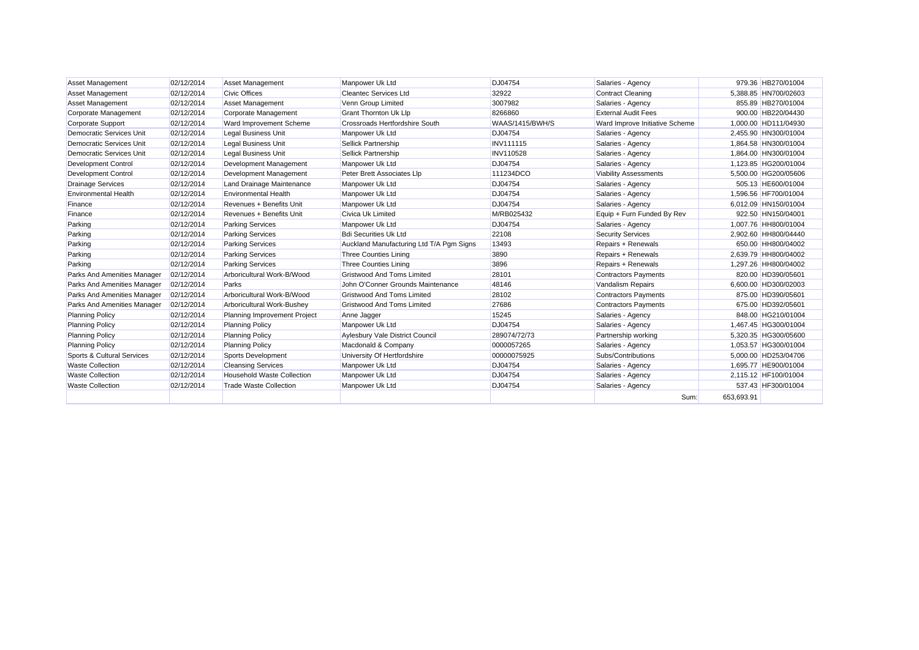| | | | | | | | |
|---|---|---|---|---|---|---|---|
| Asset Management | 02/12/2014 | Asset Management | Manpower Uk Ltd | DJ04754 | Salaries - Agency | 979.36 | HB270/01004 |
| Asset Management | 02/12/2014 | Civic Offices | Cleantec Services Ltd | 32922 | Contract Cleaning | 5,388.85 | HN700/02603 |
| Asset Management | 02/12/2014 | Asset Management | Venn Group Limited | 3007982 | Salaries - Agency | 855.89 | HB270/01004 |
| Corporate Management | 02/12/2014 | Corporate Management | Grant Thornton Uk Llp | 8266860 | External Audit Fees | 900.00 | HB220/04430 |
| Corporate Support | 02/12/2014 | Ward Improvement Scheme | Crossroads Hertfordshire South | WAAS/1415/BWH/S | Ward Improve Initiative Scheme | 1,000.00 | HD111/04930 |
| Democratic Services Unit | 02/12/2014 | Legal Business Unit | Manpower Uk Ltd | DJ04754 | Salaries - Agency | 2,455.90 | HN300/01004 |
| Democratic Services Unit | 02/12/2014 | Legal Business Unit | Sellick Partnership | INV111115 | Salaries - Agency | 1,864.58 | HN300/01004 |
| Democratic Services Unit | 02/12/2014 | Legal Business Unit | Sellick Partnership | INV110528 | Salaries - Agency | 1,864.00 | HN300/01004 |
| Development Control | 02/12/2014 | Development Management | Manpower Uk Ltd | DJ04754 | Salaries - Agency | 1,123.85 | HG200/01004 |
| Development Control | 02/12/2014 | Development Management | Peter Brett Associates Llp | 111234DCO | Viability Assessments | 5,500.00 | HG200/05606 |
| Drainage Services | 02/12/2014 | Land Drainage Maintenance | Manpower Uk Ltd | DJ04754 | Salaries - Agency | 505.13 | HE600/01004 |
| Environmental Health | 02/12/2014 | Environmental Health | Manpower Uk Ltd | DJ04754 | Salaries - Agency | 1,596.56 | HF700/01004 |
| Finance | 02/12/2014 | Revenues + Benefits Unit | Manpower Uk Ltd | DJ04754 | Salaries - Agency | 6,012.09 | HN150/01004 |
| Finance | 02/12/2014 | Revenues + Benefits Unit | Civica Uk Limited | M/RB025432 | Equip + Furn Funded By Rev | 922.50 | HN150/04001 |
| Parking | 02/12/2014 | Parking Services | Manpower Uk Ltd | DJ04754 | Salaries - Agency | 1,007.76 | HH800/01004 |
| Parking | 02/12/2014 | Parking Services | Bdi Securities Uk Ltd | 22108 | Security Services | 2,902.60 | HH800/04440 |
| Parking | 02/12/2014 | Parking Services | Auckland Manufacturing Ltd T/A Pgm Signs | 13493 | Repairs + Renewals | 650.00 | HH800/04002 |
| Parking | 02/12/2014 | Parking Services | Three Counties Lining | 3890 | Repairs + Renewals | 2,639.79 | HH800/04002 |
| Parking | 02/12/2014 | Parking Services | Three Counties Lining | 3896 | Repairs + Renewals | 1,297.26 | HH800/04002 |
| Parks And Amenities Manager | 02/12/2014 | Arboricultural Work-B/Wood | Gristwood And Toms Limited | 28101 | Contractors Payments | 820.00 | HD390/05601 |
| Parks And Amenities Manager | 02/12/2014 | Parks | John O'Conner Grounds Maintenance | 48146 | Vandalism Repairs | 6,600.00 | HD300/02003 |
| Parks And Amenities Manager | 02/12/2014 | Arboricultural Work-B/Wood | Gristwood And Toms Limited | 28102 | Contractors Payments | 875.00 | HD390/05601 |
| Parks And Amenities Manager | 02/12/2014 | Arboricultural Work-Bushey | Gristwood And Toms Limited | 27686 | Contractors Payments | 675.00 | HD392/05601 |
| Planning Policy | 02/12/2014 | Planning Improvement Project | Anne Jagger | 15245 | Salaries - Agency | 848.00 | HG210/01004 |
| Planning Policy | 02/12/2014 | Planning Policy | Manpower Uk Ltd | DJ04754 | Salaries - Agency | 1,467.45 | HG300/01004 |
| Planning Policy | 02/12/2014 | Planning Policy | Aylesbury Vale District Council | 289074/72/73 | Partnership working | 5,320.35 | HG300/05600 |
| Planning Policy | 02/12/2014 | Planning Policy | Macdonald & Company | 0000057265 | Salaries - Agency | 1,053.57 | HG300/01004 |
| Sports & Cultural Services | 02/12/2014 | Sports Development | University Of Hertfordshire | 00000075925 | Subs/Contributions | 5,000.00 | HD253/04706 |
| Waste Collection | 02/12/2014 | Cleansing Services | Manpower Uk Ltd | DJ04754 | Salaries - Agency | 1,695.77 | HE900/01004 |
| Waste Collection | 02/12/2014 | Household Waste Collection | Manpower Uk Ltd | DJ04754 | Salaries - Agency | 2,115.12 | HF100/01004 |
| Waste Collection | 02/12/2014 | Trade Waste Collection | Manpower Uk Ltd | DJ04754 | Salaries - Agency | 537.43 | HF300/01004 |
| | | | | | Sum: | 653,693.91 | |